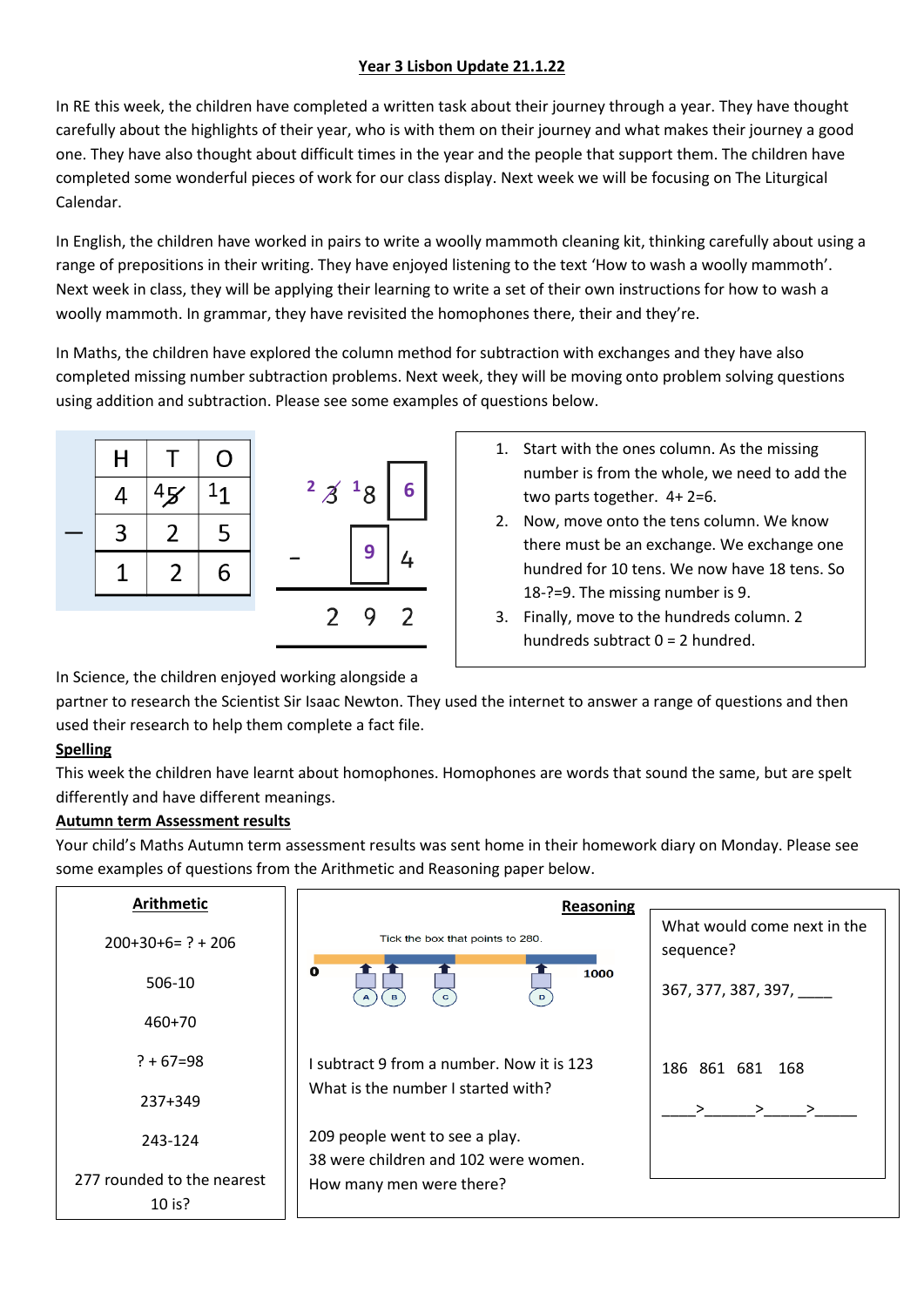# Year 3 Lisbon Update 21.1.22

In RE this week, the children have completed a written task about their journey through a year. They have thought carefully about the highlights of their year, who is with them on their journey and what makes their journey a good one. They have also thought about difficult times in the year and the people that support them. The children have completed some wonderful pieces of work for our class display. Next week we will be focusing on The Liturgical Calendar.

In English, the children have worked in pairs to write a woolly mammoth cleaning kit, thinking carefully about using a range of prepositions in their writing. They have enjoyed listening to the text 'How to wash a woolly mammoth'. Next week in class, they will be applying their learning to write a set of their own instructions for how to wash a woolly mammoth. In grammar, they have revisited the homophones there, their and they're.

In Maths, the children have explored the column method for subtraction with exchanges and they have also completed missing number subtraction problems. Next week, they will be moving onto problem solving questions using addition and subtraction. Please see some examples of questions below.

| | H | T | O |
|---|---|---|---|
| | 4 | 4 ~~5~~ | 11 |
| − | 3 | 2 | 5 |
| | 1 | 2 | 6 |

| | | | |
|---|---|---|---|
| | 2 ~~3~~ | 18 | [6] |
| − | | [9] | 4 |
| | 2 | 9 | 2 |

1. Start with the ones column. As the missing number is from the whole, we need to add the two parts together. 4+ 2=6.
2. Now, move onto the tens column. We know there must be an exchange. We exchange one hundred for 10 tens. We now have 18 tens. So 18-?=9. The missing number is 9.
3. Finally, move to the hundreds column. 2 hundreds subtract 0 = 2 hundred.

In Science, the children enjoyed working alongside a partner to research the Scientist Sir Isaac Newton. They used the internet to answer a range of questions and then used their research to help them complete a fact file.

**Spelling**

This week the children have learnt about homophones. Homophones are words that sound the same, but are spelt differently and have different meanings.

**Autumn term Assessment results**

Your child's Maths Autumn term assessment results was sent home in their homework diary on Monday. Please see some examples of questions from the Arithmetic and Reasoning paper below.

**Arithmetic**

200+30+6= ? + 206

506-10

460+70

? + 67=98

237+349

243-124

277 rounded to the nearest 10 is?

**Reasoning**

Tick the box that points to 280.

0 1000

A B C D

I subtract 9 from a number. Now it is 123
What is the number I started with?

209 people went to see a play.
38 were children and 102 were women.
How many men were there?

What would come next in the sequence?

367, 377, 387, 397, ____

186 861 681 168

____>______>_____>_____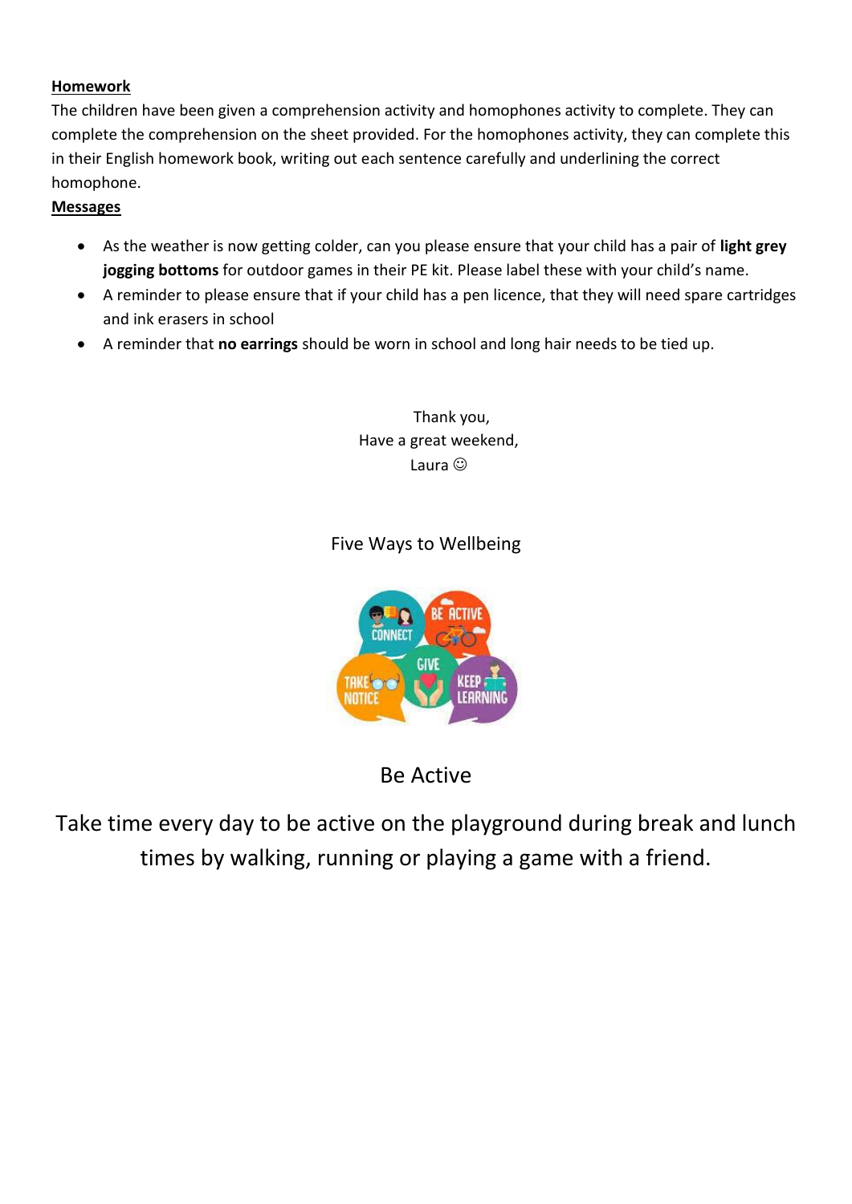**Homework**

The children have been given a comprehension activity and homophones activity to complete. They can complete the comprehension on the sheet provided. For the homophones activity, they can complete this in their English homework book, writing out each sentence carefully and underlining the correct homophone.

**Messages**

- As the weather is now getting colder, can you please ensure that your child has a pair of **light grey jogging bottoms** for outdoor games in their PE kit. Please label these with your child's name.
- A reminder to please ensure that if your child has a pen licence, that they will need spare cartridges and ink erasers in school
- A reminder that **no earrings** should be worn in school and long hair needs to be tied up.

Thank you,
Have a great weekend,
Laura ☺

Five Ways to Wellbeing

CONNECT
BE ACTIVE
GIVE
TAKE NOTICE
KEEP LEARNING

Be Active

Take time every day to be active on the playground during break and lunch times by walking, running or playing a game with a friend.